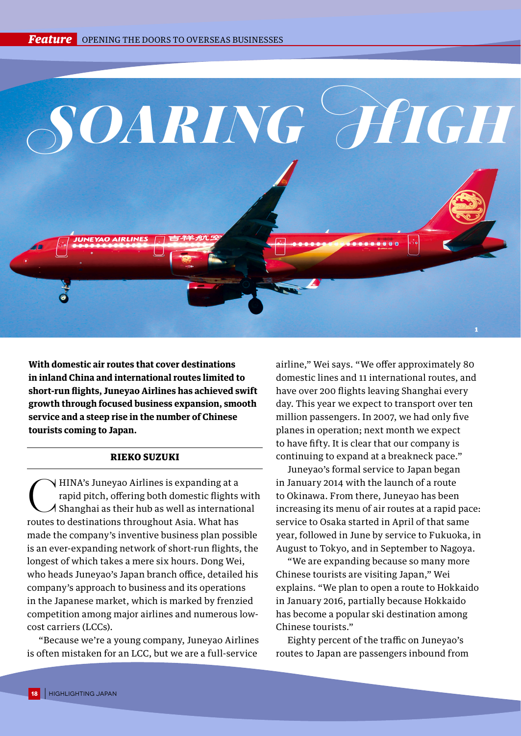# SOARING HIGH

**With domestic air routes that cover destinations in inland China and international routes limited to short-run flights, Juneyao Airlines has achieved swift growth through focused business expansion, smooth service and a steep rise in the number of Chinese tourists coming to Japan.**

**RIEKO SUZUKI**

CHINA's Juneyao Airlines is expanding at a rapid pitch, offering both domestic flights with Shanghai as their hub as well as international routes to destinations throughout Asia. What has made the company's inventive business plan possible is an ever-expanding network of short-run flights, the longest of which takes a mere six hours. Dong Wei, who heads Juneyao's Japan branch office, detailed his company's approach to business and its operations in the Japanese market, which is marked by frenzied competition among major airlines and numerous low-cost carriers (LCCs).

"Because we're a young company, Juneyao Airlines is often mistaken for an LCC, but we are a full-service airline," Wei says. "We offer approximately 80 domestic lines and 11 international routes, and have over 200 flights leaving Shanghai every day. This year we expect to transport over ten million passengers. In 2007, we had only five planes in operation; next month we expect to have fifty. It is clear that our company is continuing to expand at a breakneck pace."

Juneyao's formal service to Japan began in January 2014 with the launch of a route to Okinawa. From there, Juneyao has been increasing its menu of air routes at a rapid pace: service to Osaka started in April of that same year, followed in June by service to Fukuoka, in August to Tokyo, and in September to Nagoya.

"We are expanding because so many more Chinese tourists are visiting Japan," Wei explains. "We plan to open a route to Hokkaido in January 2016, partially because Hokkaido has become a popular ski destination among Chinese tourists."

Eighty percent of the traffic on Juneyao's routes to Japan are passengers inbound from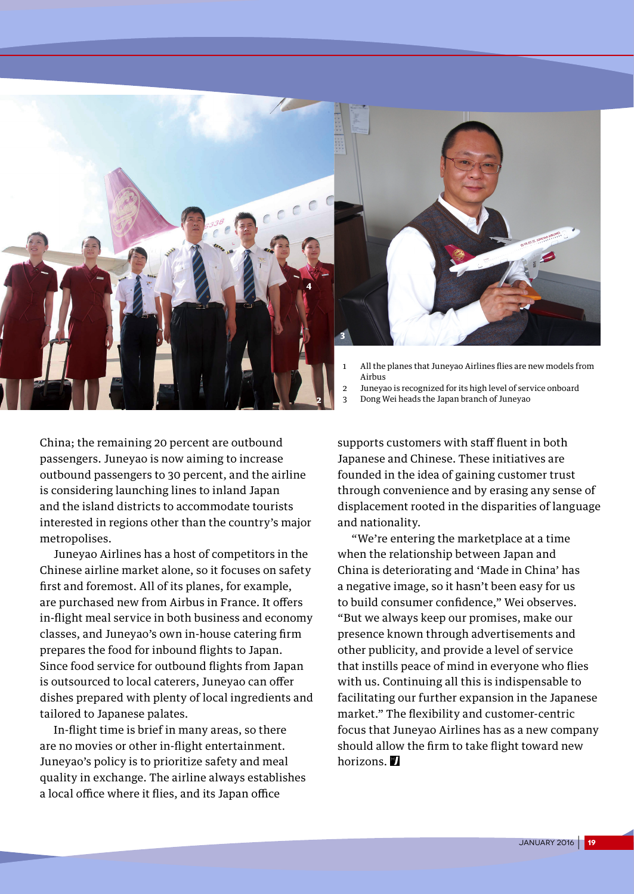1 All the planes that Juneyao Airlines flies are new models from Airbus
2 Juneyao is recognized for its high level of service onboard
3 Dong Wei heads the Japan branch of Juneyao

China; the remaining 20 percent are outbound passengers. Juneyao is now aiming to increase outbound passengers to 30 percent, and the airline is considering launching lines to inland Japan and the island districts to accommodate tourists interested in regions other than the country's major metropolises.

Juneyao Airlines has a host of competitors in the Chinese airline market alone, so it focuses on safety first and foremost. All of its planes, for example, are purchased new from Airbus in France. It offers in-flight meal service in both business and economy classes, and Juneyao's own in-house catering firm prepares the food for inbound flights to Japan. Since food service for outbound flights from Japan is outsourced to local caterers, Juneyao can offer dishes prepared with plenty of local ingredients and tailored to Japanese palates.

In-flight time is brief in many areas, so there are no movies or other in-flight entertainment. Juneyao's policy is to prioritize safety and meal quality in exchange. The airline always establishes a local office where it flies, and its Japan office supports customers with staff fluent in both Japanese and Chinese. These initiatives are founded in the idea of gaining customer trust through convenience and by erasing any sense of displacement rooted in the disparities of language and nationality.

"We're entering the marketplace at a time when the relationship between Japan and China is deteriorating and 'Made in China' has a negative image, so it hasn't been easy for us to build consumer confidence," Wei observes. "But we always keep our promises, make our presence known through advertisements and other publicity, and provide a level of service that instills peace of mind in everyone who flies with us. Continuing all this is indispensable to facilitating our further expansion in the Japanese market." The flexibility and customer-centric focus that Juneyao Airlines has as a new company should allow the firm to take flight toward new horizons.